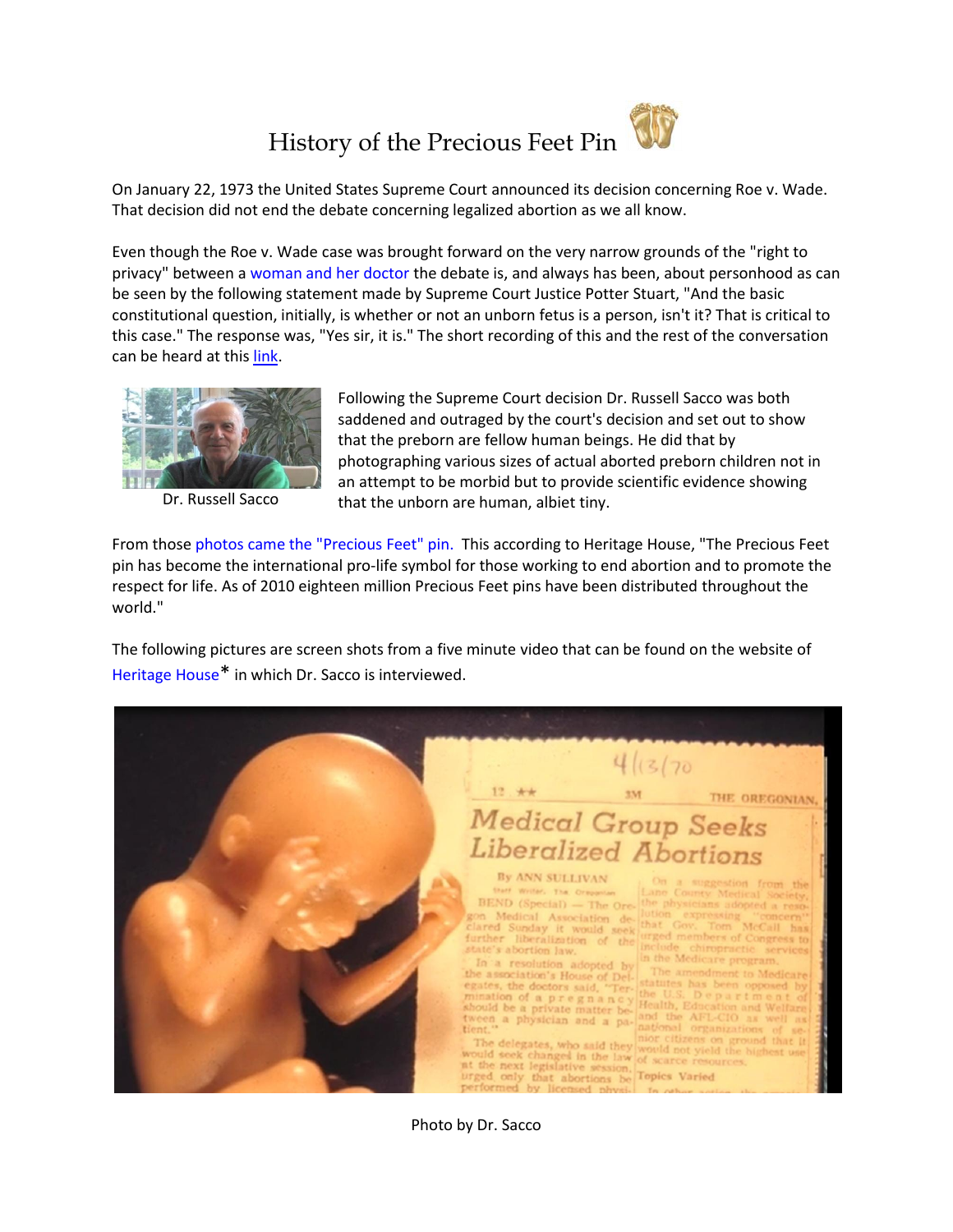# History of the Precious Feet Pin

On January 22, 1973 the United States Supreme Court announced its decision concerning Roe v. Wade. That decision did not end the debate concerning legalized abortion as we all know.

Even though the Roe v. Wade case was brought forward on the very narrow grounds of the "right to privacy" between a woman and her doctor the debate is, and always has been, about personhood as can be seen by the following statement made by Supreme Court Justice Potter Stuart, "And the basic constitutional question, initially, is whether or not an unborn fetus is a person, isn't it? That is critical to this case." The response was, "Yes sir, it is." The short recording of this and the rest of the conversation can be heard at this link.

Dr. Russell Sacco

Following the Supreme Court decision Dr. Russell Sacco was both saddened and outraged by the court's decision and set out to show that the preborn are fellow human beings. He did that by photographing various sizes of actual aborted preborn children not in an attempt to be morbid but to provide scientific evidence showing that the unborn are human, albiet tiny.

From those photos came the "Precious Feet" pin. This according to Heritage House, "The Precious Feet pin has become the international pro-life symbol for those working to end abortion and to promote the respect for life. As of 2010 eighteen million Precious Feet pins have been distributed throughout the world."

The following pictures are screen shots from a five minute video that can be found on the website of Heritage House* in which Dr. Sacco is interviewed.

Photo by Dr. Sacco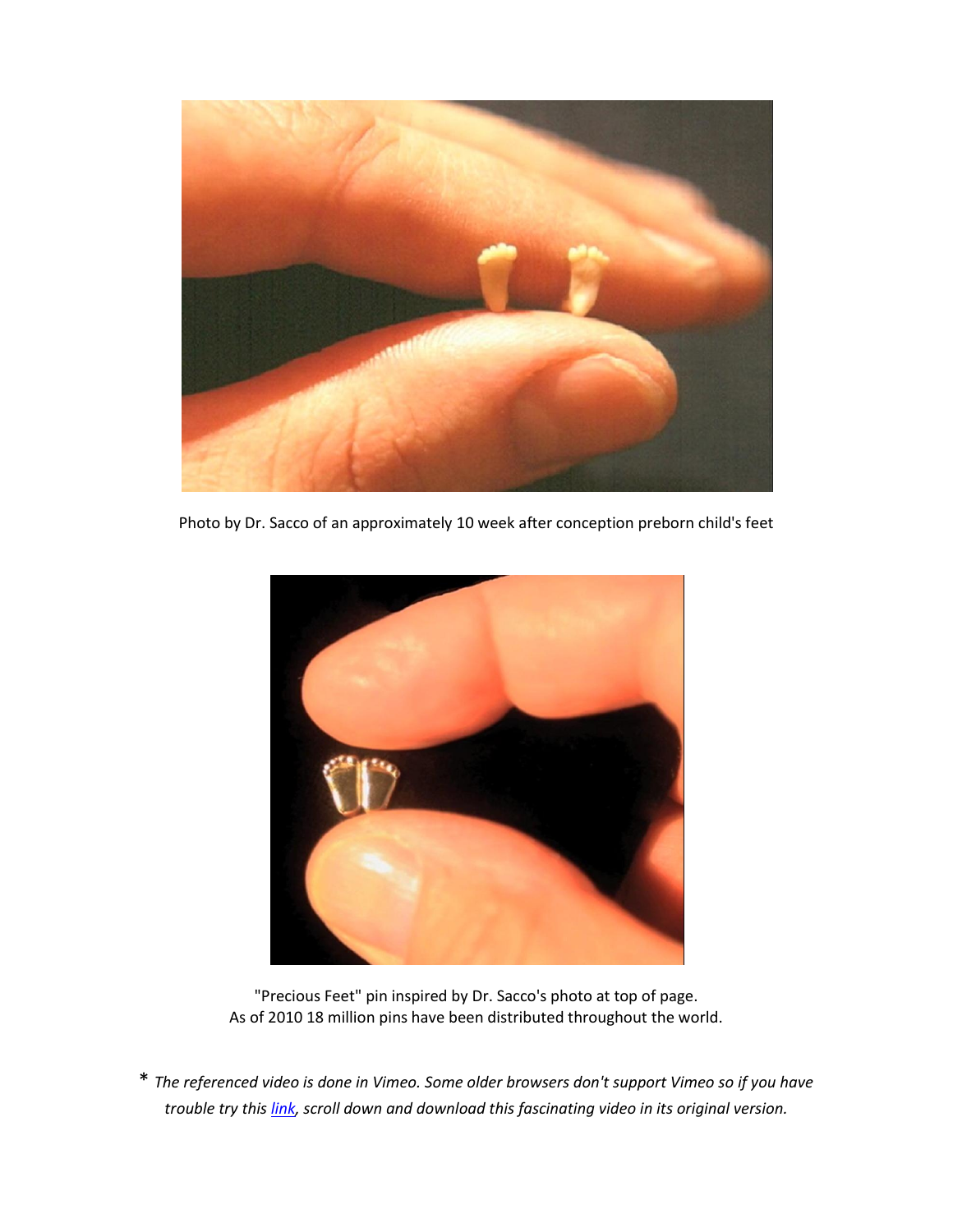Photo by Dr. Sacco of an approximately 10 week after conception preborn child's feet

"Precious Feet" pin inspired by Dr. Sacco's photo at top of page.
As of 2010 18 million pins have been distributed throughout the world.

\* *The referenced video is done in Vimeo. Some older browsers don't support Vimeo so if you have trouble try this link, scroll down and download this fascinating video in its original version.*